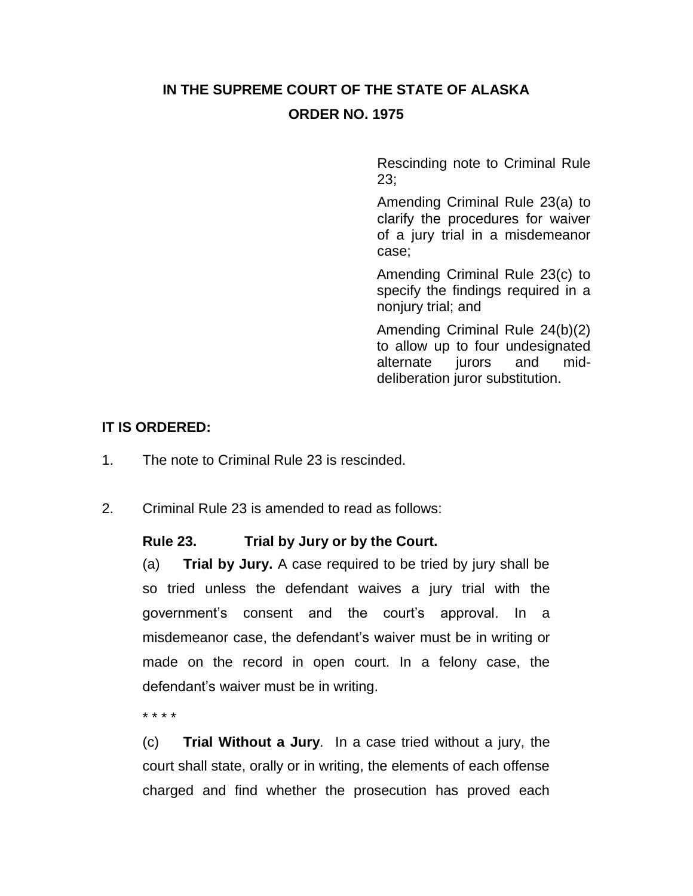# IN THE SUPREME COURT OF THE STATE OF ALASKA

## ORDER NO. 1975

Rescinding note to Criminal Rule 23;

Amending Criminal Rule 23(a) to clarify the procedures for waiver of a jury trial in a misdemeanor case;

Amending Criminal Rule 23(c) to specify the findings required in a nonjury trial; and

Amending Criminal Rule 24(b)(2) to allow up to four undesignated alternate jurors and mid-deliberation juror substitution.

**IT IS ORDERED:**

1. The note to Criminal Rule 23 is rescinded.

2. Criminal Rule 23 is amended to read as follows:

**Rule 23. Trial by Jury or by the Court.**

(a) **Trial by Jury.** A case required to be tried by jury shall be so tried unless the defendant waives a jury trial with the government's consent and the court's approval. In a misdemeanor case, the defendant's waiver must be in writing or made on the record in open court. In a felony case, the defendant's waiver must be in writing.

* * * *

(c) **Trial Without a Jury**. In a case tried without a jury, the court shall state, orally or in writing, the elements of each offense charged and find whether the prosecution has proved each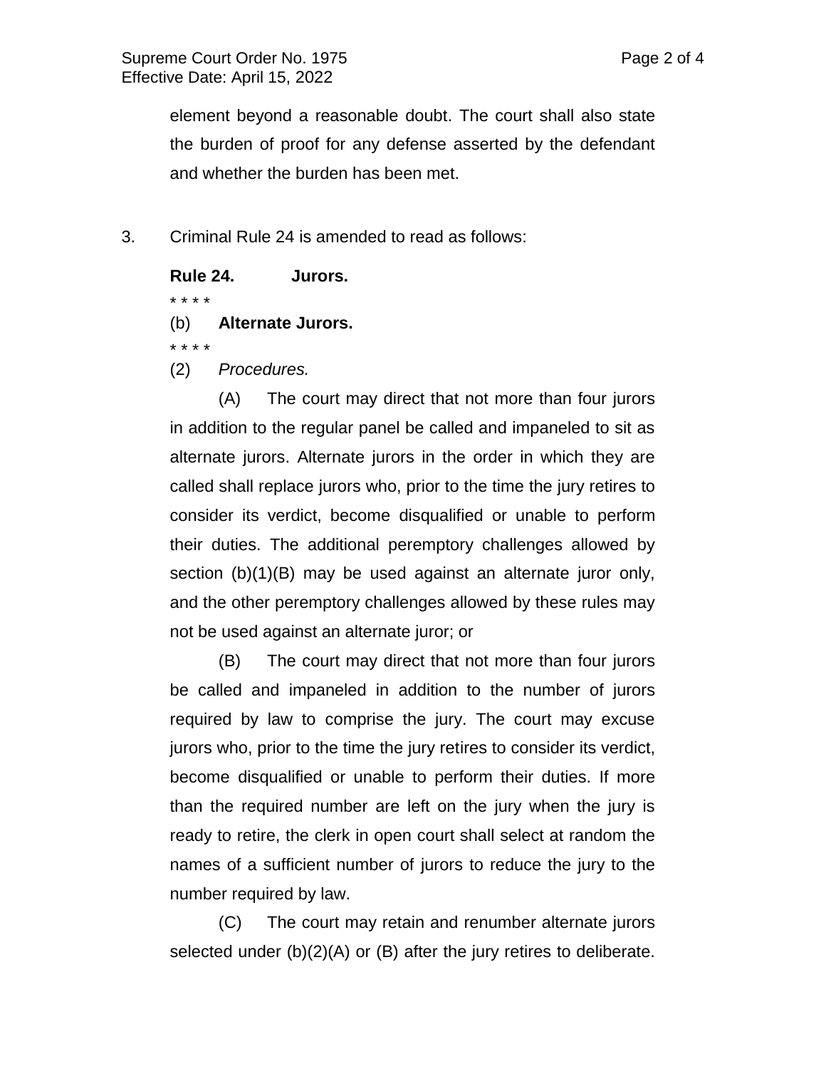element beyond a reasonable doubt. The court shall also state the burden of proof for any defense asserted by the defendant and whether the burden has been met.

3. Criminal Rule 24 is amended to read as follows:

**Rule 24. Jurors.**

* * * *

(b) **Alternate Jurors.**

* * * *

(2) *Procedures.*

(A) The court may direct that not more than four jurors in addition to the regular panel be called and impaneled to sit as alternate jurors. Alternate jurors in the order in which they are called shall replace jurors who, prior to the time the jury retires to consider its verdict, become disqualified or unable to perform their duties. The additional peremptory challenges allowed by section (b)(1)(B) may be used against an alternate juror only, and the other peremptory challenges allowed by these rules may not be used against an alternate juror; or

(B) The court may direct that not more than four jurors be called and impaneled in addition to the number of jurors required by law to comprise the jury. The court may excuse jurors who, prior to the time the jury retires to consider its verdict, become disqualified or unable to perform their duties. If more than the required number are left on the jury when the jury is ready to retire, the clerk in open court shall select at random the names of a sufficient number of jurors to reduce the jury to the number required by law.

(C) The court may retain and renumber alternate jurors selected under (b)(2)(A) or (B) after the jury retires to deliberate.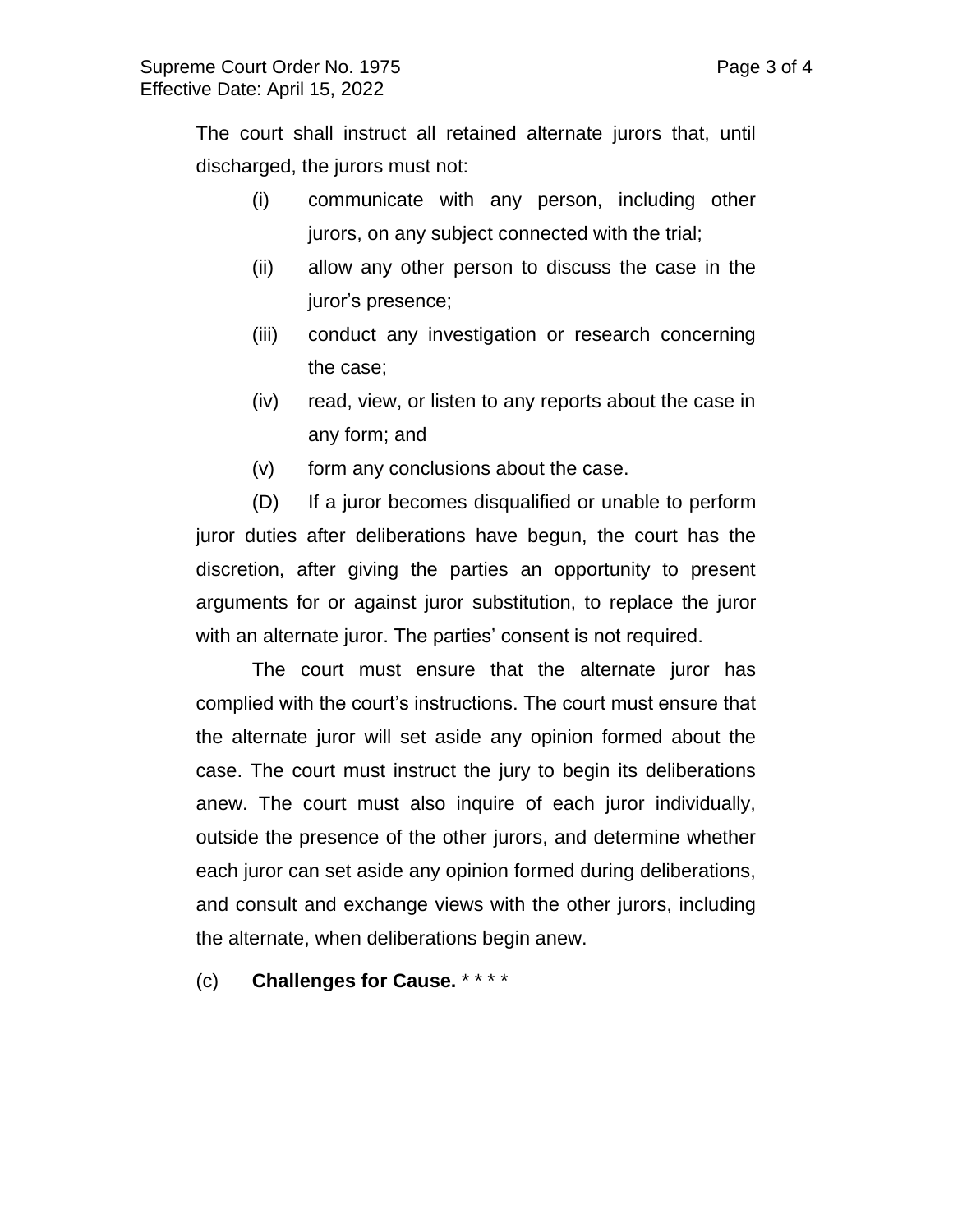The court shall instruct all retained alternate jurors that, until discharged, the jurors must not:

(i) communicate with any person, including other jurors, on any subject connected with the trial;

(ii) allow any other person to discuss the case in the juror's presence;

(iii) conduct any investigation or research concerning the case;

(iv) read, view, or listen to any reports about the case in any form; and

(v) form any conclusions about the case.

(D) If a juror becomes disqualified or unable to perform juror duties after deliberations have begun, the court has the discretion, after giving the parties an opportunity to present arguments for or against juror substitution, to replace the juror with an alternate juror. The parties' consent is not required.

The court must ensure that the alternate juror has complied with the court's instructions. The court must ensure that the alternate juror will set aside any opinion formed about the case. The court must instruct the jury to begin its deliberations anew. The court must also inquire of each juror individually, outside the presence of the other jurors, and determine whether each juror can set aside any opinion formed during deliberations, and consult and exchange views with the other jurors, including the alternate, when deliberations begin anew.

(c) **Challenges for Cause.** * * * *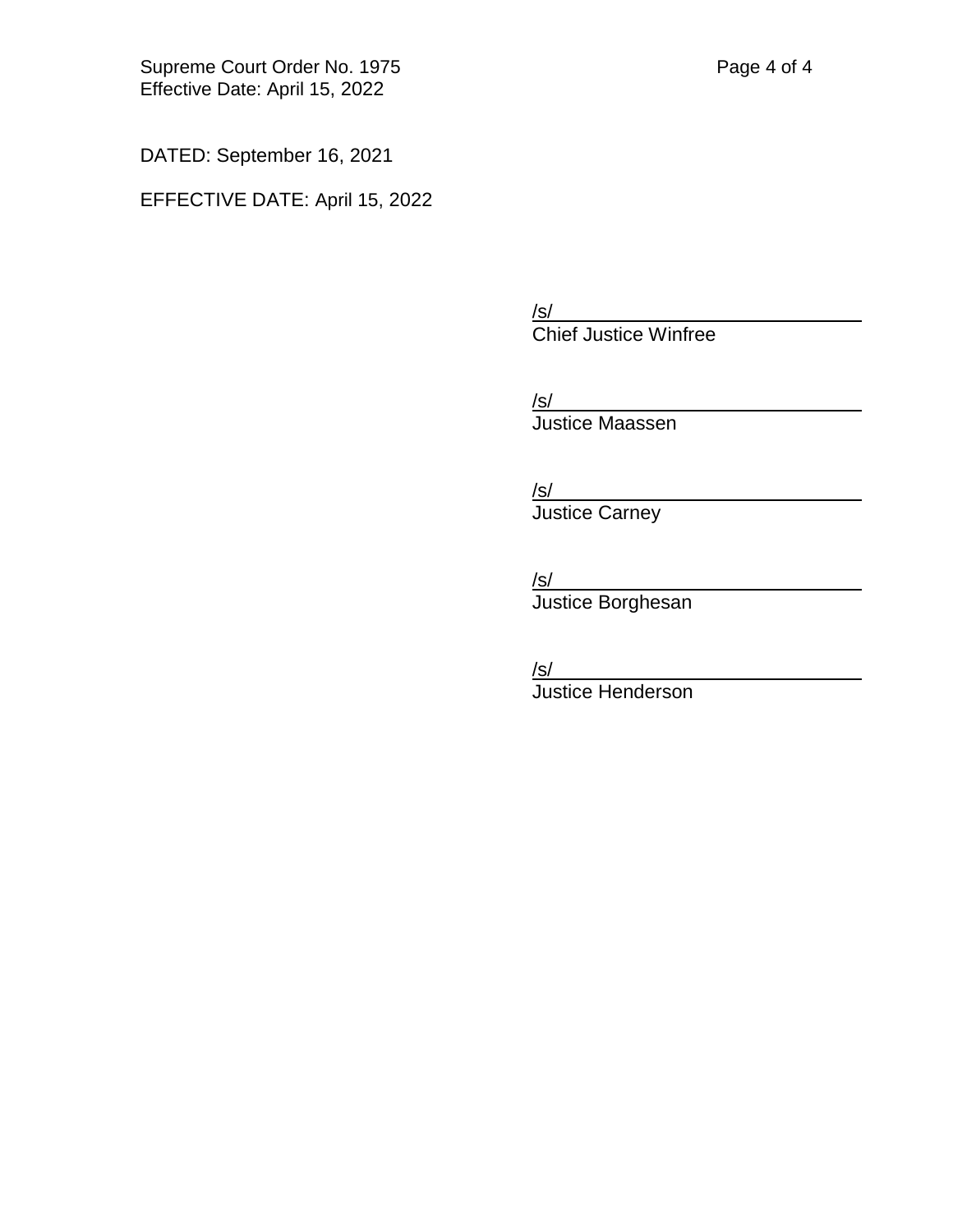DATED: September 16, 2021

EFFECTIVE DATE: April 15, 2022

/s/
Chief Justice Winfree

/s/
Justice Maassen

/s/
Justice Carney

/s/
Justice Borghesan

/s/
Justice Henderson